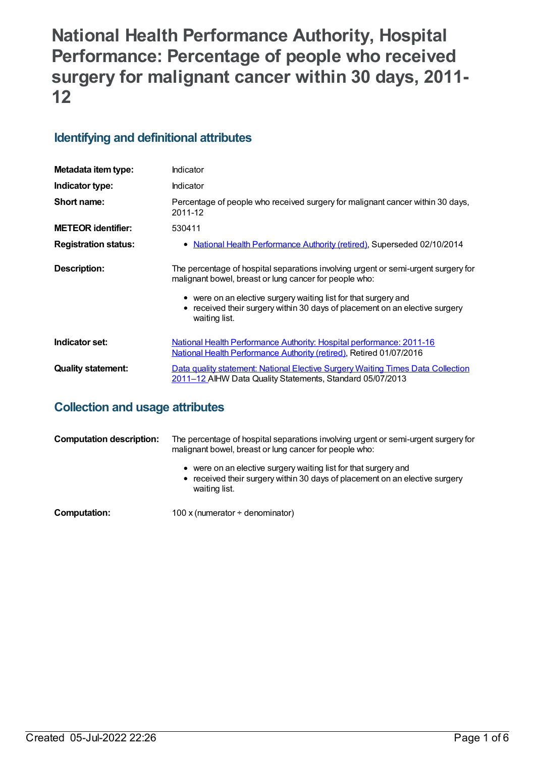# National Health Performance Authority, Hospital Performance: Percentage of people who received surgery for malignant cancer within 30 days, 2011-12

## Identifying and definitional attributes

| | |
|---|---|
| **Metadata item type:** | Indicator |
| **Indicator type:** | Indicator |
| **Short name:** | Percentage of people who received surgery for malignant cancer within 30 days, 2011-12 |
| **METEOR identifier:** | 530411 |
| **Registration status:** | • National Health Performance Authority (retired), Superseded 02/10/2014 |
| **Description:** | The percentage of hospital separations involving urgent or semi-urgent surgery for malignant bowel, breast or lung cancer for people who:<br>• were on an elective surgery waiting list for that surgery and<br>• received their surgery within 30 days of placement on an elective surgery waiting list. |
| **Indicator set:** | National Health Performance Authority: Hospital performance: 2011-16<br>National Health Performance Authority (retired), Retired 01/07/2016 |
| **Quality statement:** | Data quality statement: National Elective Surgery Waiting Times Data Collection 2011–12 AIHW Data Quality Statements, Standard 05/07/2013 |

## Collection and usage attributes

| | |
|---|---|
| **Computation description:** | The percentage of hospital separations involving urgent or semi-urgent surgery for malignant bowel, breast or lung cancer for people who:<br>• were on an elective surgery waiting list for that surgery and<br>• received their surgery within 30 days of placement on an elective surgery waiting list. |
| **Computation:** | 100 x (numerator ÷ denominator) |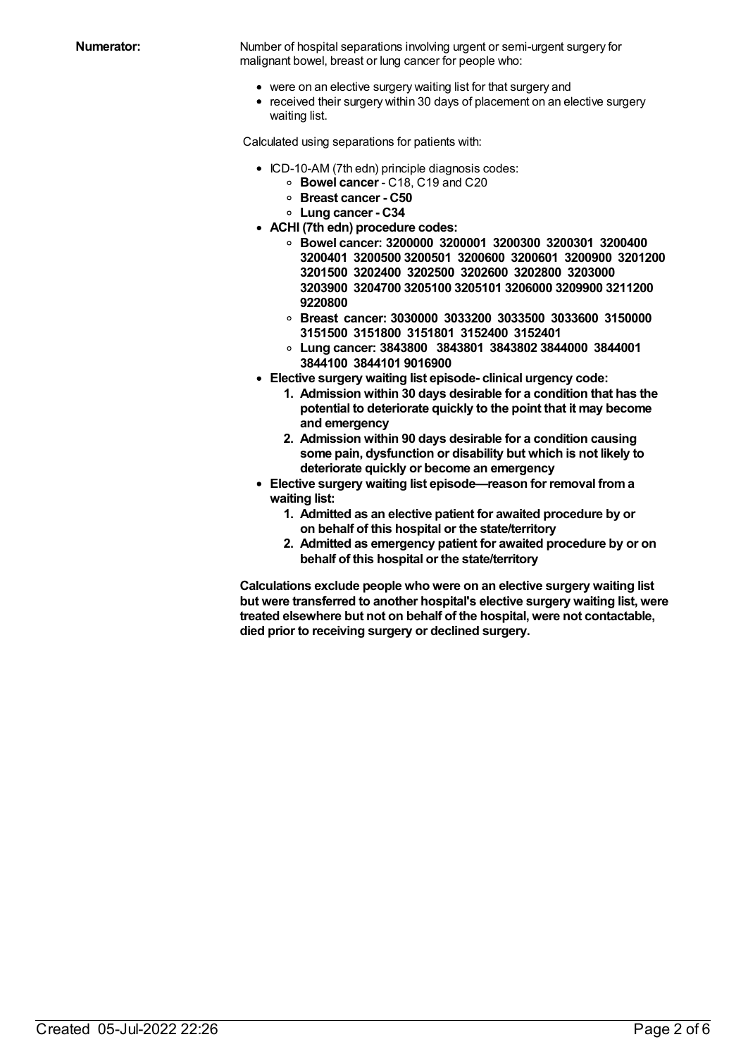**Numerator:**

Number of hospital separations involving urgent or semi-urgent surgery for malignant bowel, breast or lung cancer for people who:

- were on an elective surgery waiting list for that surgery and
- received their surgery within 30 days of placement on an elective surgery waiting list.

Calculated using separations for patients with:

- ICD-10-AM (7th edn) principle diagnosis codes:
  - **Bowel cancer** - C18, C19 and C20
  - **Breast cancer - C50**
  - **Lung cancer - C34**
- **ACHI (7th edn) procedure codes:**
  - **Bowel cancer: 3200000 3200001 3200300 3200301 3200400 3200401 3200500 3200501 3200600 3200601 3200900 3201200 3201500 3202400 3202500 3202600 3202800 3203000 3203900 3204700 3205100 3205101 3206000 3209900 3211200 9220800**
  - **Breast cancer: 3030000 3033200 3033500 3033600 3150000 3151500 3151800 3151801 3152400 3152401**
  - **Lung cancer: 3843800 3843801 3843802 3844000 3844001 3844100 3844101 9016900**
- **Elective surgery waiting list episode- clinical urgency code:**
  1. **Admission within 30 days desirable for a condition that has the potential to deteriorate quickly to the point that it may become and emergency**
  2. **Admission within 90 days desirable for a condition causing some pain, dysfunction or disability but which is not likely to deteriorate quickly or become an emergency**
- **Elective surgery waiting list episode—reason for removal from a waiting list:**
  1. **Admitted as an elective patient for awaited procedure by or on behalf of this hospital or the state/territory**
  2. **Admitted as emergency patient for awaited procedure by or on behalf of this hospital or the state/territory**

**Calculations exclude people who were on an elective surgery waiting list but were transferred to another hospital's elective surgery waiting list, were treated elsewhere but not on behalf of the hospital, were not contactable, died prior to receiving surgery or declined surgery.**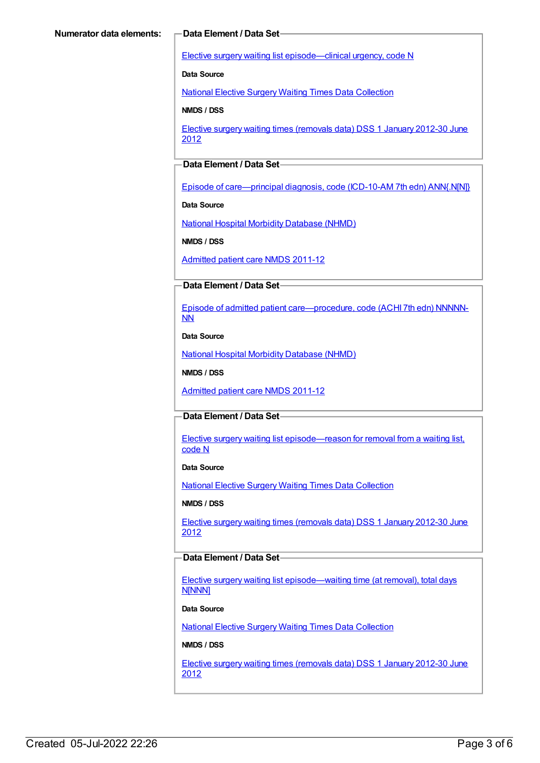**Numerator data elements:**

**Data Element / Data Set**

Elective surgery waiting list episode—clinical urgency, code N

**Data Source**

National Elective Surgery Waiting Times Data Collection

**NMDS / DSS**

Elective surgery waiting times (removals data) DSS 1 January 2012-30 June 2012

**Data Element / Data Set**

Episode of care—principal diagnosis, code (ICD-10-AM 7th edn) ANN{.N[N]}

**Data Source**

National Hospital Morbidity Database (NHMD)

**NMDS / DSS**

Admitted patient care NMDS 2011-12

**Data Element / Data Set**

Episode of admitted patient care—procedure, code (ACHI 7th edn) NNNNN-NN

**Data Source**

National Hospital Morbidity Database (NHMD)

**NMDS / DSS**

Admitted patient care NMDS 2011-12

**Data Element / Data Set**

Elective surgery waiting list episode—reason for removal from a waiting list, code N

**Data Source**

National Elective Surgery Waiting Times Data Collection

**NMDS / DSS**

Elective surgery waiting times (removals data) DSS 1 January 2012-30 June 2012

**Data Element / Data Set**

Elective surgery waiting list episode—waiting time (at removal), total days N[NNN]

**Data Source**

National Elective Surgery Waiting Times Data Collection

**NMDS / DSS**

Elective surgery waiting times (removals data) DSS 1 January 2012-30 June 2012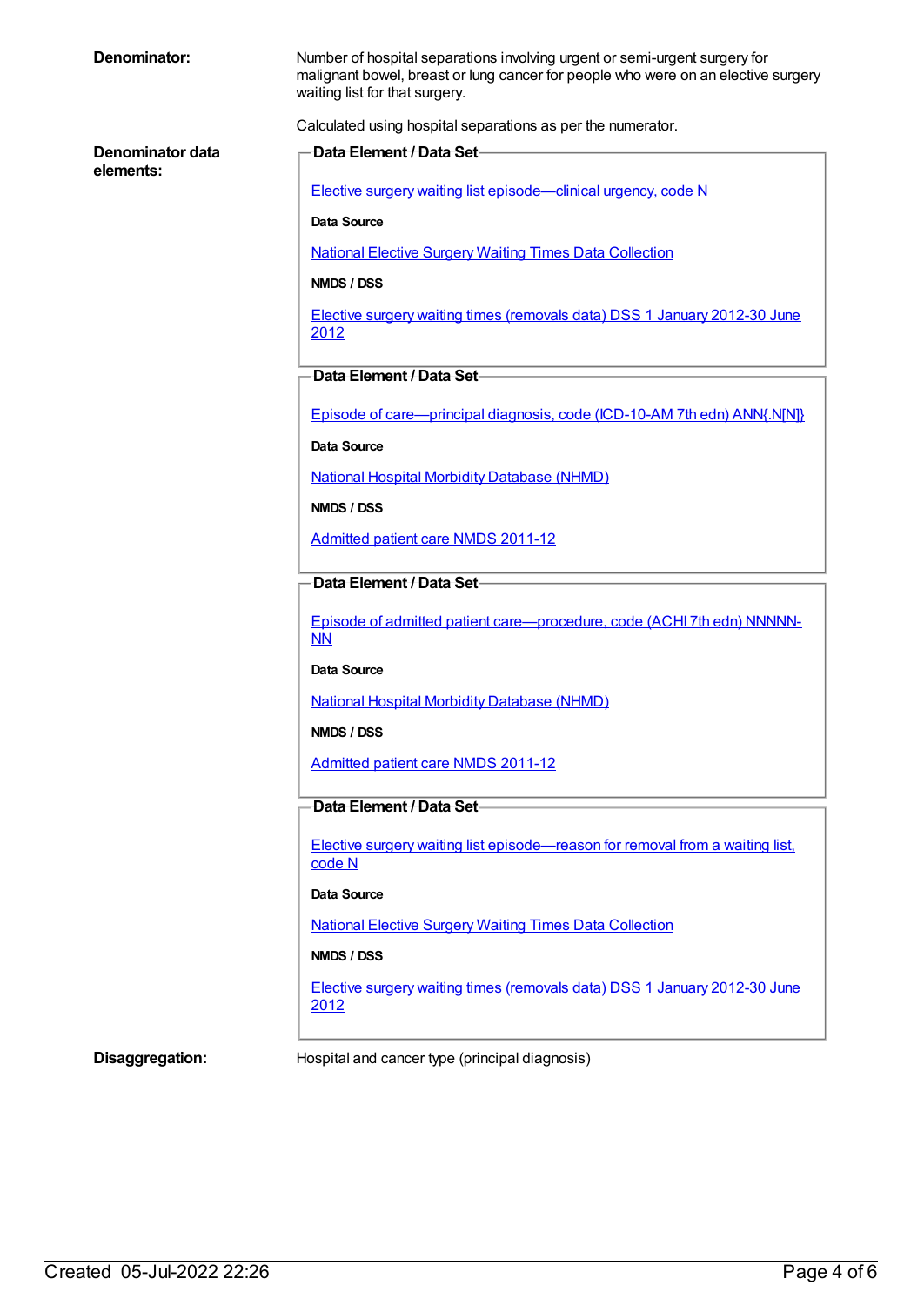**Denominator:**

Number of hospital separations involving urgent or semi-urgent surgery for malignant bowel, breast or lung cancer for people who were on an elective surgery waiting list for that surgery.

Calculated using hospital separations as per the numerator.

**Denominator data elements:**

**Data Element / Data Set**

Elective surgery waiting list episode—clinical urgency, code N

**Data Source**

National Elective Surgery Waiting Times Data Collection

**NMDS / DSS**

Elective surgery waiting times (removals data) DSS 1 January 2012-30 June 2012

**Data Element / Data Set**

Episode of care—principal diagnosis, code (ICD-10-AM 7th edn) ANN{.N[N]}

**Data Source**

National Hospital Morbidity Database (NHMD)

**NMDS / DSS**

Admitted patient care NMDS 2011-12

**Data Element / Data Set**

Episode of admitted patient care—procedure, code (ACHI 7th edn) NNNNN-NN

**Data Source**

National Hospital Morbidity Database (NHMD)

**NMDS / DSS**

Admitted patient care NMDS 2011-12

**Data Element / Data Set**

Elective surgery waiting list episode—reason for removal from a waiting list, code N

**Data Source**

National Elective Surgery Waiting Times Data Collection

**NMDS / DSS**

Elective surgery waiting times (removals data) DSS 1 January 2012-30 June 2012

**Disaggregation:**

Hospital and cancer type (principal diagnosis)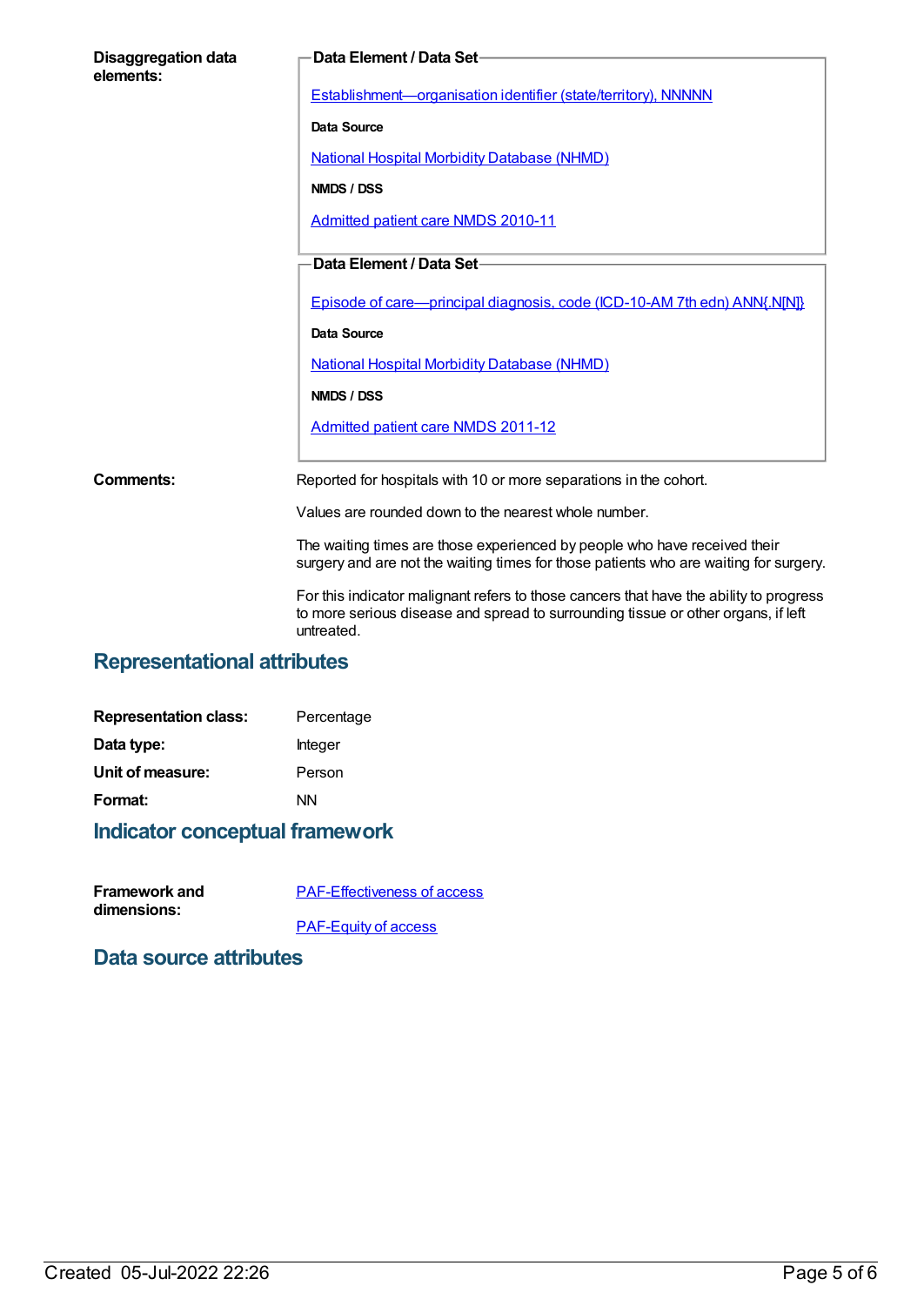**Disaggregation data elements:**

**Data Element / Data Set**

Establishment—organisation identifier (state/territory), NNNNN

**Data Source**

National Hospital Morbidity Database (NHMD)

**NMDS / DSS**

Admitted patient care NMDS 2010-11

**Data Element / Data Set**

Episode of care—principal diagnosis, code (ICD-10-AM 7th edn) ANN{.N[N]}

**Data Source**

National Hospital Morbidity Database (NHMD)

**NMDS / DSS**

Admitted patient care NMDS 2011-12

**Comments:**

Reported for hospitals with 10 or more separations in the cohort.

Values are rounded down to the nearest whole number.

The waiting times are those experienced by people who have received their surgery and are not the waiting times for those patients who are waiting for surgery.

For this indicator malignant refers to those cancers that have the ability to progress to more serious disease and spread to surrounding tissue or other organs, if left untreated.

## Representational attributes

| | |
|---|---|
| **Representation class:** | Percentage |
| **Data type:** | Integer |
| **Unit of measure:** | Person |
| **Format:** | NN |

## Indicator conceptual framework

**Framework and dimensions:**

PAF-Effectiveness of access

PAF-Equity of access

## Data source attributes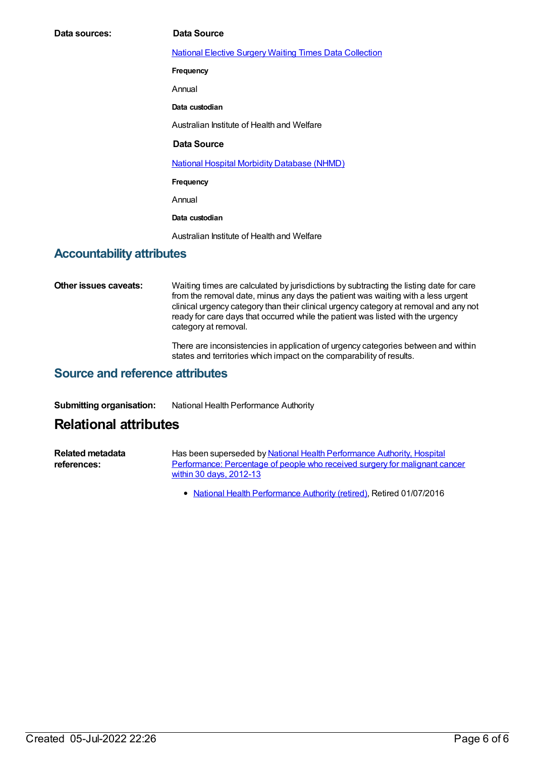**Data sources:**

**Data Source**

National Elective Surgery Waiting Times Data Collection

**Frequency**

Annual

**Data custodian**

Australian Institute of Health and Welfare

**Data Source**

National Hospital Morbidity Database (NHMD)

**Frequency**

Annual

**Data custodian**

Australian Institute of Health and Welfare

## Accountability attributes

**Other issues caveats:**

Waiting times are calculated by jurisdictions by subtracting the listing date for care from the removal date, minus any days the patient was waiting with a less urgent clinical urgency category than their clinical urgency category at removal and any not ready for care days that occurred while the patient was listed with the urgency category at removal.

There are inconsistencies in application of urgency categories between and within states and territories which impact on the comparability of results.

## Source and reference attributes

**Submitting organisation:** National Health Performance Authority

# Relational attributes

**Related metadata references:**

Has been superseded by National Health Performance Authority, Hospital Performance: Percentage of people who received surgery for malignant cancer within 30 days, 2012-13

- National Health Performance Authority (retired), Retired 01/07/2016